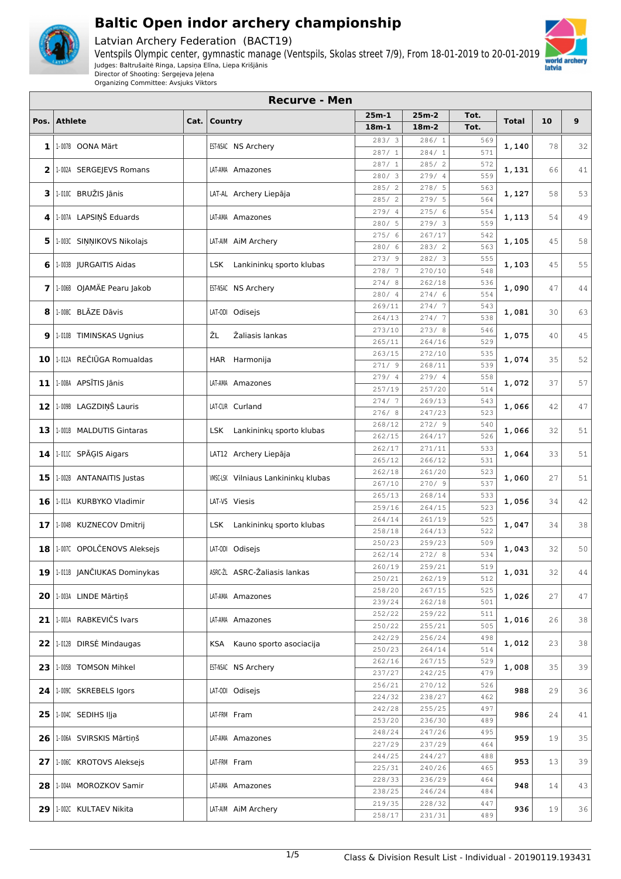# Baltic Open indoor archery championship

Latvian Archery Federation (BACT19)

Ventspils Olympic center, gymnastic manage (Ventspils, Skolas street 7/9), From 18-01-2019 to 20-01-2019

Judges: Baltrušaitė Ringa, Lapsiņa Elīna, Liepa Krišjānis

Director of Shooting: Sergejeva Jeļena

Organizing Committee: Avsjuks Viktors

## Recurve - Men

| Pos. | Athlete | Cat. | Country | 25m-1 / 18m-1 | 25m-2 / 18m-2 | Tot. / Tot. | Total | 10 | 9 |
|---|---|---|---|---|---|---|---|---|---|
| 1 | 1-007B OONA Märt | | EST-NSAC NS Archery | 283/ 3<br>287/ 1 | 286/ 1<br>284/ 1 | 569<br>571 | 1,140 | 78 | 32 |
| 2 | 1-002A SERGEJEVS Romans | | LAT-AMA Amazones | 287/ 1<br>280/ 3 | 285/ 2<br>279/ 4 | 572<br>559 | 1,131 | 66 | 41 |
| 3 | 1-010C BRUŽIS Jānis | | LAT-AL Archery Liepāja | 285/ 2<br>285/ 2 | 278/ 5<br>279/ 5 | 563<br>564 | 1,127 | 58 | 53 |
| 4 | 1-007A LAPSIŅŠ Eduards | | LAT-AMA Amazones | 279/ 4<br>280/ 5 | 275/ 6<br>279/ 3 | 554<br>559 | 1,113 | 54 | 49 |
| 5 | 1-003C SIŅŅIKOVS Nikolajs | | LAT-AIM AiM Archery | 275/ 6<br>280/ 6 | 267/17<br>283/ 2 | 542<br>563 | 1,105 | 45 | 58 |
| 6 | 1-003B JURGAITIS Aidas | | LSK Lankininkų sporto klubas | 273/ 9<br>278/ 7 | 282/ 3<br>270/10 | 555<br>548 | 1,103 | 45 | 55 |
| 7 | 1-006B OJAMÄE Pearu Jakob | | EST-NSAC NS Archery | 274/ 8<br>280/ 4 | 262/18<br>274/ 6 | 536<br>554 | 1,090 | 47 | 44 |
| 8 | 1-008C BLĀZE Dāvis | | LAT-ODI Odisejs | 269/11<br>264/13 | 274/ 7<br>274/ 7 | 543<br>538 | 1,081 | 30 | 63 |
| 9 | 1-010B TIMINSKAS Ugnius | | ŽL Žaliasis lankas | 273/10<br>265/11 | 273/ 8<br>264/16 | 546<br>529 | 1,075 | 40 | 45 |
| 10 | 1-012A REČIŪGA Romualdas | | HAR Harmonija | 263/15<br>271/ 9 | 272/10<br>268/11 | 535<br>539 | 1,074 | 35 | 52 |
| 11 | 1-008A APSĪTIS Jānis | | LAT-AMA Amazones | 279/ 4<br>257/19 | 279/ 4<br>257/20 | 558<br>514 | 1,072 | 37 | 57 |
| 12 | 1-009B LAGZDIŅŠ Lauris | | LAT-CUR Curland | 274/ 7<br>276/ 8 | 269/13<br>247/23 | 543<br>523 | 1,066 | 42 | 47 |
| 13 | 1-001B MALDUTIS Gintaras | | LSK Lankininkų sporto klubas | 268/12<br>262/15 | 272/ 9<br>264/17 | 540<br>526 | 1,066 | 32 | 51 |
| 14 | 1-011C SPĀĢIS Aigars | | LAT12 Archery Liepāja | 262/17<br>265/12 | 271/11<br>266/12 | 533<br>531 | 1,064 | 33 | 51 |
| 15 | 1-002B ANTANAITIS Justas | | VMSC-LSK Vilniaus Lankininkų klubas | 262/18<br>267/10 | 261/20<br>270/ 9 | 523<br>537 | 1,060 | 27 | 51 |
| 16 | 1-011A KURBYKO Vladimir | | LAT-VS Viesis | 265/13<br>259/16 | 268/14<br>264/15 | 533<br>523 | 1,056 | 34 | 42 |
| 17 | 1-004B KUZNECOV Dmitrij | | LSK Lankininkų sporto klubas | 264/14<br>258/18 | 261/19<br>264/13 | 525<br>522 | 1,047 | 34 | 38 |
| 18 | 1-007C OPOLČENOVS Aleksejs | | LAT-ODI Odisejs | 250/23<br>262/14 | 259/23<br>272/ 8 | 509<br>534 | 1,043 | 32 | 50 |
| 19 | 1-011B JANČIUKAS Dominykas | | ASRC-ŽL ASRC-Žaliasis lankas | 260/19<br>250/21 | 259/21<br>262/19 | 519<br>512 | 1,031 | 32 | 44 |
| 20 | 1-003A LINDE Mārtiņš | | LAT-AMA Amazones | 258/20<br>239/24 | 267/15<br>262/18 | 525<br>501 | 1,026 | 27 | 47 |
| 21 | 1-001A RABKEVIČS Ivars | | LAT-AMA Amazones | 252/22<br>250/22 | 259/22<br>255/21 | 511<br>505 | 1,016 | 26 | 38 |
| 22 | 1-012B DIRSĖ Mindaugas | | KSA Kauno sporto asociacija | 242/29<br>250/23 | 256/24<br>264/14 | 498<br>514 | 1,012 | 23 | 38 |
| 23 | 1-005B TOMSON Mihkel | | EST-NSAC NS Archery | 262/16<br>237/27 | 267/15<br>242/25 | 529<br>479 | 1,008 | 35 | 39 |
| 24 | 1-009C SKREBELS Igors | | LAT-ODI Odisejs | 256/21<br>224/32 | 270/12<br>238/27 | 526<br>462 | 988 | 29 | 36 |
| 25 | 1-004C SEDIHS Iļja | | LAT-FRM Fram | 242/28<br>253/20 | 255/25<br>236/30 | 497<br>489 | 986 | 24 | 41 |
| 26 | 1-006A SVIRSKIS Mārtiņš | | LAT-AMA Amazones | 248/24<br>227/29 | 247/26<br>237/29 | 495<br>464 | 959 | 19 | 35 |
| 27 | 1-006C KROTOVS Aleksejs | | LAT-FRM Fram | 244/25<br>225/31 | 244/27<br>240/26 | 488<br>465 | 953 | 13 | 39 |
| 28 | 1-004A MOROZKOV Samir | | LAT-AMA Amazones | 228/33<br>238/25 | 236/29<br>246/24 | 464<br>484 | 948 | 14 | 43 |
| 29 | 1-002C KULTAEV Nikita | | LAT-AIM AiM Archery | 219/35<br>258/17 | 228/32<br>231/31 | 447<br>489 | 936 | 19 | 36 |

Class & Division Result List - Individual - 20190119.193431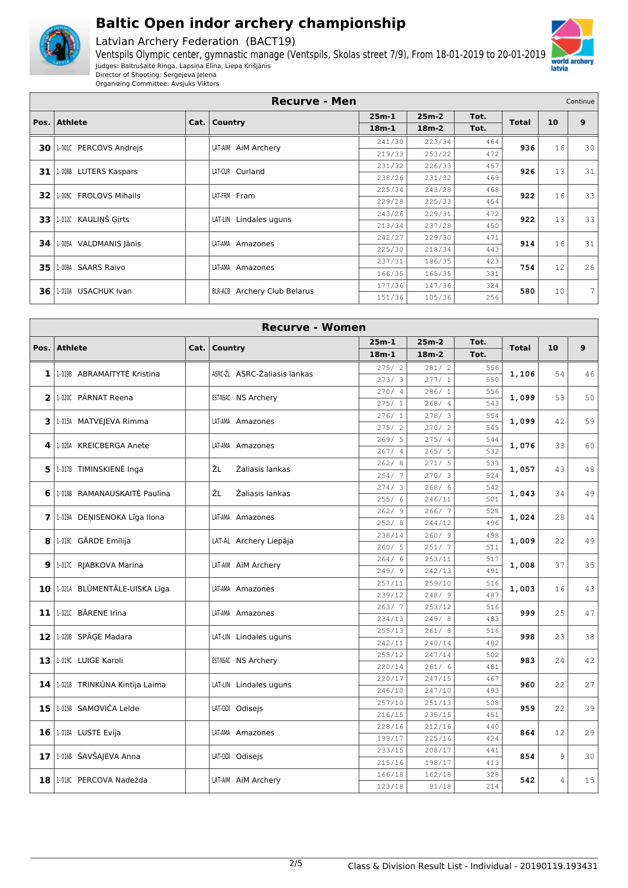# Baltic Open indoor archery championship

Latvian Archery Federation (BACT19)

Ventspils Olympic center, gymnastic manage (Ventspils, Skolas street 7/9), From 18-01-2019 to 20-01-2019

Judges: Baltrušaitė Ringa, Lapsiņa Elīna, Liepa Krišjānis

Director of Shooting: Sergejeva Jeļena

Organizing Committee: Avsjuks Viktors

## Recurve - Men

Continue

| Pos. | Athlete | Cat. | Country | 25m-1 / 18m-1 | 25m-2 / 18m-2 | Tot. / Tot. | Total | 10 | 9 |
|---|---|---|---|---|---|---|---|---|---|
| 30 | 1-001C PERCOVS Andrejs | | LAT-AIM AiM Archery | 241/30 | 223/34 | 464 | 936 | 16 | 30 |
| | | | | 219/33 | 253/22 | 472 | | | |
| 31 | 1-008B LUTERS Kaspars | | LAT-CUR Curland | 231/32 | 226/33 | 457 | 926 | 13 | 31 |
| | | | | 238/26 | 231/32 | 469 | | | |
| 32 | 1-005C FROLOVS Mihails | | LAT-FRM Fram | 225/34 | 243/28 | 468 | 922 | 16 | 33 |
| | | | | 229/28 | 225/33 | 454 | | | |
| 33 | 1-012C KAULIŅŠ Ģirts | | LAT-LIN Lindales uguns | 243/26 | 229/31 | 472 | 922 | 13 | 33 |
| | | | | 213/34 | 237/28 | 450 | | | |
| 34 | 1-005A VALDMANIS Jānis | | LAT-AMA Amazones | 242/27 | 229/30 | 471 | 914 | 16 | 31 |
| | | | | 225/30 | 218/34 | 443 | | | |
| 35 | 1-009A SAARS Raivo | | LAT-AMA Amazones | 237/31 | 186/35 | 423 | 754 | 12 | 26 |
| | | | | 166/35 | 165/35 | 331 | | | |
| 36 | 1-010A USACHUK Ivan | | BLR-ACB Archery Club Belarus | 177/36 | 147/36 | 324 | 580 | 10 | 7 |
| | | | | 151/36 | 105/36 | 256 | | | |

## Recurve - Women

| Pos. | Athlete | Cat. | Country | 25m-1 / 18m-1 | 25m-2 / 18m-2 | Tot. / Tot. | Total | 10 | 9 |
|---|---|---|---|---|---|---|---|---|---|
| 1 | 1-019B ABRAMAITYTĖ Kristina | | ASRC-ŽL ASRC-Žaliasis lankas | 275/ 2 | 281/ 2 | 556 | 1,106 | 54 | 46 |
| | | | | 273/ 3 | 277/ 1 | 550 | | | |
| 2 | 1-020C PÄRNAT Reena | | EST-NSAC NS Archery | 270/ 4 | 286/ 1 | 556 | 1,099 | 53 | 50 |
| | | | | 275/ 1 | 268/ 4 | 543 | | | |
| 3 | 1-015A MATVEJEVA Rimma | | LAT-AMA Amazones | 276/ 1 | 278/ 3 | 554 | 1,099 | 42 | 59 |
| | | | | 275/ 2 | 270/ 2 | 545 | | | |
| 4 | 1-020A KREICBERGA Anete | | LAT-AMA Amazones | 269/ 5 | 275/ 4 | 544 | 1,076 | 33 | 60 |
| | | | | 267/ 4 | 265/ 5 | 532 | | | |
| 5 | 1-017B TIMINSKIENĖ Inga | | ŽL Žaliasis lankas | 262/ 8 | 271/ 5 | 533 | 1,057 | 43 | 48 |
| | | | | 254/ 7 | 270/ 3 | 524 | | | |
| 6 | 1-018B RAMANAUSKAITĖ Paulina | | ŽL Žaliasis lankas | 274/ 3 | 268/ 6 | 542 | 1,043 | 34 | 49 |
| | | | | 255/ 6 | 246/11 | 501 | | | |
| 7 | 1-019A DEŅISENOKA Līga Ilona | | LAT-AMA Amazones | 262/ 9 | 266/ 7 | 528 | 1,024 | 28 | 44 |
| | | | | 252/ 8 | 244/12 | 496 | | | |
| 8 | 1-016C GĀRDE Emīlija | | LAT-AL Archery Liepāja | 238/14 | 260/ 9 | 498 | 1,009 | 22 | 49 |
| | | | | 260/ 5 | 251/ 7 | 511 | | | |
| 9 | 1-017C RJABKOVA Marina | | LAT-AIM AiM Archery | 264/ 6 | 253/11 | 517 | 1,008 | 37 | 35 |
| | | | | 249/ 9 | 242/13 | 491 | | | |
| 10 | 1-021A BLŪMENTĀLE-UISKA Līga | | LAT-AMA Amazones | 257/11 | 259/10 | 516 | 1,003 | 16 | 43 |
| | | | | 239/12 | 248/ 9 | 487 | | | |
| 11 | 1-021C BĀRENE Irīna | | LAT-AMA Amazones | 263/ 7 | 253/12 | 516 | 999 | 25 | 47 |
| | | | | 234/13 | 249/ 8 | 483 | | | |
| 12 | 1-020B SPĀĢE Madara | | LAT-LIN Lindales uguns | 255/13 | 261/ 8 | 516 | 998 | 23 | 38 |
| | | | | 242/11 | 240/14 | 482 | | | |
| 13 | 1-019C LUIGE Karoli | | EST-NSAC NS Archery | 255/12 | 247/14 | 502 | 983 | 24 | 42 |
| | | | | 220/14 | 261/ 6 | 481 | | | |
| 14 | 1-021B TRINKŪNA Kintija Laima | | LAT-LIN Lindales uguns | 220/17 | 247/15 | 467 | 960 | 22 | 27 |
| | | | | 246/10 | 247/10 | 493 | | | |
| 15 | 1-015B SAMOVIČA Lelde | | LAT-ODI Odisejs | 257/10 | 251/13 | 508 | 959 | 22 | 39 |
| | | | | 216/15 | 235/15 | 451 | | | |
| 16 | 1-018A LUSTE Evija | | LAT-AMA Amazones | 228/16 | 212/16 | 440 | 864 | 12 | 29 |
| | | | | 199/17 | 225/16 | 424 | | | |
| 17 | 1-016B ŠAVŠAJEVA Anna | | LAT-ODI Odisejs | 233/15 | 208/17 | 441 | 854 | 9 | 30 |
| | | | | 215/16 | 198/17 | 413 | | | |
| 18 | 1-018C PERCOVA Nadežda | | LAT-AIM AiM Archery | 166/18 | 162/18 | 328 | 542 | 4 | 15 |
| | | | | 123/18 | 91/18 | 214 | | | |

Class & Division Result List - Individual - 20190119.193431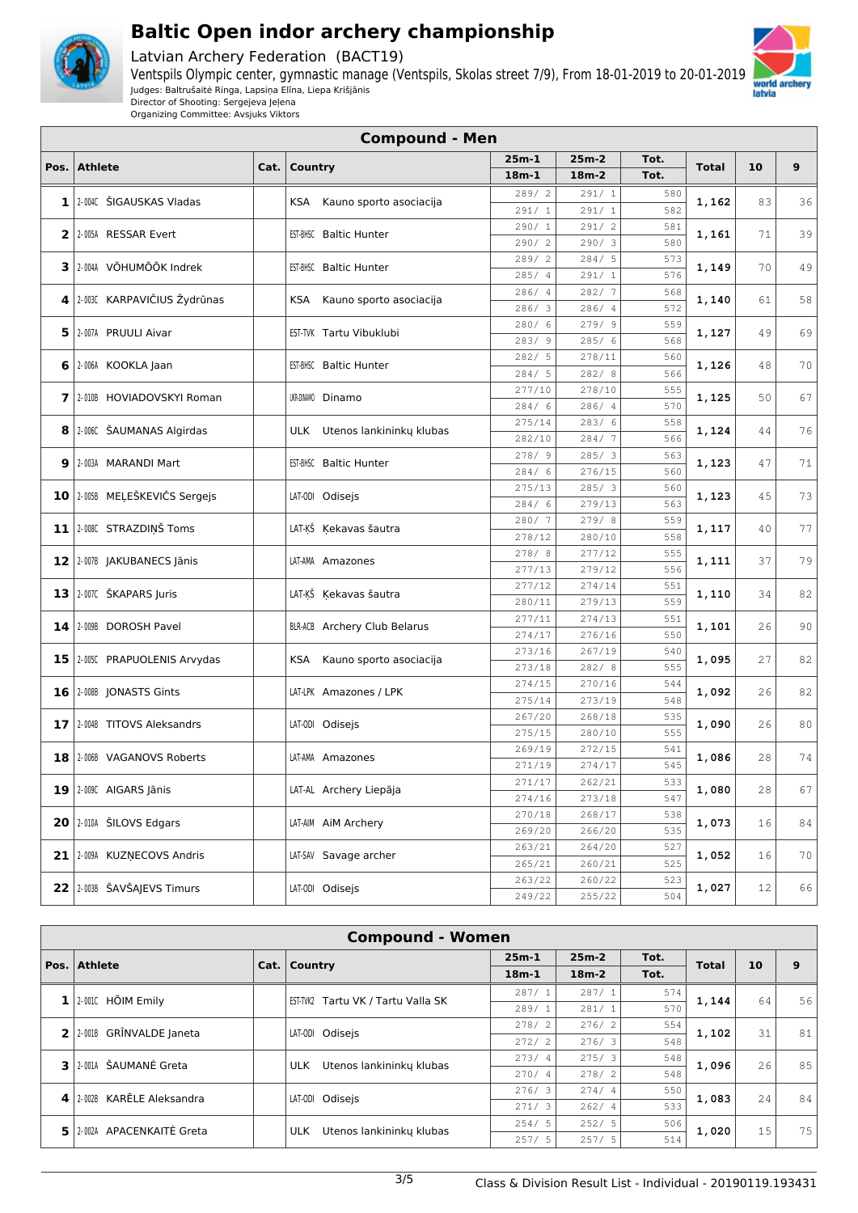# Baltic Open indoor archery championship

Latvian Archery Federation (BACT19)

Ventspils Olympic center, gymnastic manage (Ventspils, Skolas street 7/9), From 18-01-2019 to 20-01-2019

Judges: Baltrušaitė Ringa, Lapsiņa Elīna, Liepa Krišjānis

Director of Shooting: Sergejeva Jeļena

Organizing Committee: Avsjuks Viktors

## Compound - Men

| Pos. | Athlete | Cat. | Country | 25m-1 / 18m-1 | 25m-2 / 18m-2 | Tot. / Tot. | Total | 10 | 9 |
|---|---|---|---|---|---|---|---|---|---|
| 1 | 2-004C ŠIGAUSKAS Vladas | | KSA Kauno sporto asociacija | 289/ 2 | 291/ 1 | 580 | 1,162 | 83 | 36 |
| | | | | 291/ 1 | 291/ 1 | 582 | | | |
| 2 | 2-005A RESSAR Evert | | EST-BHSC Baltic Hunter | 290/ 1 | 291/ 2 | 581 | 1,161 | 71 | 39 |
| | | | | 290/ 2 | 290/ 3 | 580 | | | |
| 3 | 2-004A VÕHUMÕÕK Indrek | | EST-BHSC Baltic Hunter | 289/ 2 | 284/ 5 | 573 | 1,149 | 70 | 49 |
| | | | | 285/ 4 | 291/ 1 | 576 | | | |
| 4 | 2-003C KARPAVIČIUS Žydrūnas | | KSA Kauno sporto asociacija | 286/ 4 | 282/ 7 | 568 | 1,140 | 61 | 58 |
| | | | | 286/ 3 | 286/ 4 | 572 | | | |
| 5 | 2-007A PRUULI Aivar | | EST-TVK Tartu Vibuklubi | 280/ 6 | 279/ 9 | 559 | 1,127 | 49 | 69 |
| | | | | 283/ 9 | 285/ 6 | 568 | | | |
| 6 | 2-006A KOOKLA Jaan | | EST-BHSC Baltic Hunter | 282/ 5 | 278/11 | 560 | 1,126 | 48 | 70 |
| | | | | 284/ 5 | 282/ 8 | 566 | | | |
| 7 | 2-010B HOVIADOVSKYI Roman | | UKR-DINAMO Dinamo | 277/10 | 278/10 | 555 | 1,125 | 50 | 67 |
| | | | | 284/ 6 | 286/ 4 | 570 | | | |
| 8 | 2-006C ŠAUMANAS Algirdas | | ULK Utenos lankininkų klubas | 275/14 | 283/ 6 | 558 | 1,124 | 44 | 76 |
| | | | | 282/10 | 284/ 7 | 566 | | | |
| 9 | 2-003A MARANDI Mart | | EST-BHSC Baltic Hunter | 278/ 9 | 285/ 3 | 563 | 1,123 | 47 | 71 |
| | | | | 284/ 6 | 276/15 | 560 | | | |
| 10 | 2-005B MEĻEŠKEVIČS Sergejs | | LAT-ODI Odisejs | 275/13 | 285/ 3 | 560 | 1,123 | 45 | 73 |
| | | | | 284/ 6 | 279/13 | 563 | | | |
| 11 | 2-008C STRAZDIŅŠ Toms | | LAT-ĶŠ Ķekavas šautra | 280/ 7 | 279/ 8 | 559 | 1,117 | 40 | 77 |
| | | | | 278/12 | 280/10 | 558 | | | |
| 12 | 2-007B JAKUBANECS Jānis | | LAT-AMA Amazones | 278/ 8 | 277/12 | 555 | 1,111 | 37 | 79 |
| | | | | 277/13 | 279/12 | 556 | | | |
| 13 | 2-007C ŠKAPARS Juris | | LAT-ĶŠ Ķekavas šautra | 277/12 | 274/14 | 551 | 1,110 | 34 | 82 |
| | | | | 280/11 | 279/13 | 559 | | | |
| 14 | 2-009B DOROSH Pavel | | BLR-ACB Archery Club Belarus | 277/11 | 274/13 | 551 | 1,101 | 26 | 90 |
| | | | | 274/17 | 276/16 | 550 | | | |
| 15 | 2-005C PRAPUOLENIS Arvydas | | KSA Kauno sporto asociacija | 273/16 | 267/19 | 540 | 1,095 | 27 | 82 |
| | | | | 273/18 | 282/ 8 | 555 | | | |
| 16 | 2-008B JONASTS Gints | | LAT-LPK Amazones / LPK | 274/15 | 270/16 | 544 | 1,092 | 26 | 82 |
| | | | | 275/14 | 273/19 | 548 | | | |
| 17 | 2-004B TITOVS Aleksandrs | | LAT-ODI Odisejs | 267/20 | 268/18 | 535 | 1,090 | 26 | 80 |
| | | | | 275/15 | 280/10 | 555 | | | |
| 18 | 2-006B VAGANOVS Roberts | | LAT-AMA Amazones | 269/19 | 272/15 | 541 | 1,086 | 28 | 74 |
| | | | | 271/19 | 274/17 | 545 | | | |
| 19 | 2-009C AIGARS Jānis | | LAT-AL Archery Liepāja | 271/17 | 262/21 | 533 | 1,080 | 28 | 67 |
| | | | | 274/16 | 273/18 | 547 | | | |
| 20 | 2-010A ŠILOVS Edgars | | LAT-AIM AiM Archery | 270/18 | 268/17 | 538 | 1,073 | 16 | 84 |
| | | | | 269/20 | 266/20 | 535 | | | |
| 21 | 2-009A KUZŅECOVS Andris | | LAT-SAV Savage archer | 263/21 | 264/20 | 527 | 1,052 | 16 | 70 |
| | | | | 265/21 | 260/21 | 525 | | | |
| 22 | 2-003B ŠAVŠAJEVS Timurs | | LAT-ODI Odisejs | 263/22 | 260/22 | 523 | 1,027 | 12 | 66 |
| | | | | 249/22 | 255/22 | 504 | | | |

## Compound - Women

| Pos. | Athlete | Cat. | Country | 25m-1 / 18m-1 | 25m-2 / 18m-2 | Tot. / Tot. | Total | 10 | 9 |
|---|---|---|---|---|---|---|---|---|---|
| 1 | 2-001C HÕIM Emily | | EST-TVK2 Tartu VK / Tartu Valla SK | 287/ 1 | 287/ 1 | 574 | 1,144 | 64 | 56 |
| | | | | 289/ 1 | 281/ 1 | 570 | | | |
| 2 | 2-001B GRĪNVALDE Janeta | | LAT-ODI Odisejs | 278/ 2 | 276/ 2 | 554 | 1,102 | 31 | 81 |
| | | | | 272/ 2 | 276/ 3 | 548 | | | |
| 3 | 2-001A ŠAUMANĖ Greta | | ULK Utenos lankininkų klubas | 273/ 4 | 275/ 3 | 548 | 1,096 | 26 | 85 |
| | | | | 270/ 4 | 278/ 2 | 548 | | | |
| 4 | 2-002B KARĒLE Aleksandra | | LAT-ODI Odisejs | 276/ 3 | 274/ 4 | 550 | 1,083 | 24 | 84 |
| | | | | 271/ 3 | 262/ 4 | 533 | | | |
| 5 | 2-002A APACENKAITĖ Greta | | ULK Utenos lankininkų klubas | 254/ 5 | 252/ 5 | 506 | 1,020 | 15 | 75 |
| | | | | 257/ 5 | 257/ 5 | 514 | | | |

Class & Division Result List - Individual - 20190119.193431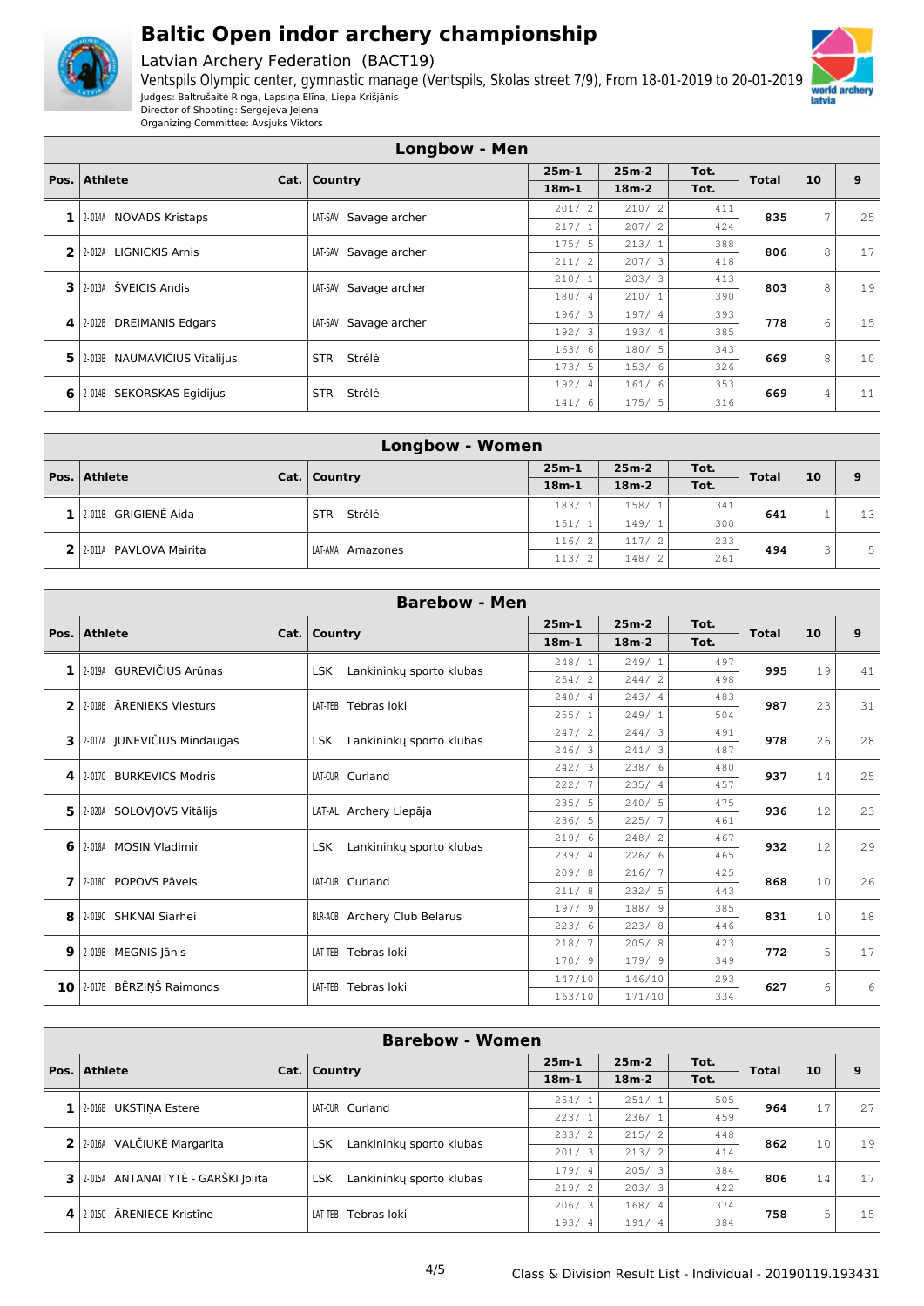# Baltic Open indor archery championship

Latvian Archery Federation (BACT19)

Ventspils Olympic center, gymnastic manage (Ventspils, Skolas street 7/9), From 18-01-2019 to 20-01-2019

Judges: Baltrušaitė Ringa, Lapsiņa Elīna, Liepa Krišjānis

Director of Shooting: Sergejeva Jeļena

Organizing Committee: Avsjuks Viktors

## Longbow - Men

| Pos. | Athlete | Cat. | Country | 25m-1 / 18m-1 | 25m-2 / 18m-2 | Tot. / Tot. | Total | 10 | 9 |
|---|---|---|---|---|---|---|---|---|---|
| 1 | 2-014A NOVADS Kristaps | | LAT-SAV Savage archer | 201/ 2 | 210/ 2 | 411 | 835 | 7 | 25 |
| | | | | 217/ 1 | 207/ 2 | 424 | | | |
| 2 | 2-012A LIGNICKIS Arnis | | LAT-SAV Savage archer | 175/ 5 | 213/ 1 | 388 | 806 | 8 | 17 |
| | | | | 211/ 2 | 207/ 3 | 418 | | | |
| 3 | 2-013A ŠVEICIS Andis | | LAT-SAV Savage archer | 210/ 1 | 203/ 3 | 413 | 803 | 8 | 19 |
| | | | | 180/ 4 | 210/ 1 | 390 | | | |
| 4 | 2-012B DREIMANIS Edgars | | LAT-SAV Savage archer | 196/ 3 | 197/ 4 | 393 | 778 | 6 | 15 |
| | | | | 192/ 3 | 193/ 4 | 385 | | | |
| 5 | 2-013B NAUMAVIČIUS Vitalijus | | STR Strėlė | 163/ 6 | 180/ 5 | 343 | 669 | 8 | 10 |
| | | | | 173/ 5 | 153/ 6 | 326 | | | |
| 6 | 2-014B SEKORSKAS Egidijus | | STR Strėlė | 192/ 4 | 161/ 6 | 353 | 669 | 4 | 11 |
| | | | | 141/ 6 | 175/ 5 | 316 | | | |

## Longbow - Women

| Pos. | Athlete | Cat. | Country | 25m-1 / 18m-1 | 25m-2 / 18m-2 | Tot. / Tot. | Total | 10 | 9 |
|---|---|---|---|---|---|---|---|---|---|
| 1 | 2-011B GRIGIENĖ Aida | | STR Strėlė | 183/ 1 | 158/ 1 | 341 | 641 | 1 | 13 |
| | | | | 151/ 1 | 149/ 1 | 300 | | | |
| 2 | 2-011A PAVLOVA Mairita | | LAT-AMA Amazones | 116/ 2 | 117/ 2 | 233 | 494 | 3 | 5 |
| | | | | 113/ 2 | 148/ 2 | 261 | | | |

## Barebow - Men

| Pos. | Athlete | Cat. | Country | 25m-1 / 18m-1 | 25m-2 / 18m-2 | Tot. / Tot. | Total | 10 | 9 |
|---|---|---|---|---|---|---|---|---|---|
| 1 | 2-019A GUREVIČIUS Arūnas | | LSK Lankininkų sporto klubas | 248/ 1 | 249/ 1 | 497 | 995 | 19 | 41 |
| | | | | 254/ 2 | 244/ 2 | 498 | | | |
| 2 | 2-018B ĀRENIEKS Viesturs | | LAT-TEB Tebras loki | 240/ 4 | 243/ 4 | 483 | 987 | 23 | 31 |
| | | | | 255/ 1 | 249/ 1 | 504 | | | |
| 3 | 2-017A JUNEVIČIUS Mindaugas | | LSK Lankininkų sporto klubas | 247/ 2 | 244/ 3 | 491 | 978 | 26 | 28 |
| | | | | 246/ 3 | 241/ 3 | 487 | | | |
| 4 | 2-017C BURKEVICS Modris | | LAT-CUR Curland | 242/ 3 | 238/ 6 | 480 | 937 | 14 | 25 |
| | | | | 222/ 7 | 235/ 4 | 457 | | | |
| 5 | 2-020A SOLOVJOVS Vitālijs | | LAT-AL Archery Liepāja | 235/ 5 | 240/ 5 | 475 | 936 | 12 | 23 |
| | | | | 236/ 5 | 225/ 7 | 461 | | | |
| 6 | 2-018A MOSIN Vladimir | | LSK Lankininkų sporto klubas | 219/ 6 | 248/ 2 | 467 | 932 | 12 | 29 |
| | | | | 239/ 4 | 226/ 6 | 465 | | | |
| 7 | 2-018C POPOVS Pāvels | | LAT-CUR Curland | 209/ 8 | 216/ 7 | 425 | 868 | 10 | 26 |
| | | | | 211/ 8 | 232/ 5 | 443 | | | |
| 8 | 2-019C SHKNAI Siarhei | | BLR-ACB Archery Club Belarus | 197/ 9 | 188/ 9 | 385 | 831 | 10 | 18 |
| | | | | 223/ 6 | 223/ 8 | 446 | | | |
| 9 | 2-019B MEGNIS Jānis | | LAT-TEB Tebras loki | 218/ 7 | 205/ 8 | 423 | 772 | 5 | 17 |
| | | | | 170/ 9 | 179/ 9 | 349 | | | |
| 10 | 2-017B BĒRZIŅŠ Raimonds | | LAT-TEB Tebras loki | 147/10 | 146/10 | 293 | 627 | 6 | 6 |
| | | | | 163/10 | 171/10 | 334 | | | |

## Barebow - Women

| Pos. | Athlete | Cat. | Country | 25m-1 / 18m-1 | 25m-2 / 18m-2 | Tot. / Tot. | Total | 10 | 9 |
|---|---|---|---|---|---|---|---|---|---|
| 1 | 2-016B UKSTIŅA Estere | | LAT-CUR Curland | 254/ 1 | 251/ 1 | 505 | 964 | 17 | 27 |
| | | | | 223/ 1 | 236/ 1 | 459 | | | |
| 2 | 2-016A VALČIUKĖ Margarita | | LSK Lankininkų sporto klubas | 233/ 2 | 215/ 2 | 448 | 862 | 10 | 19 |
| | | | | 201/ 3 | 213/ 2 | 414 | | | |
| 3 | 2-015A ANTANAITYTĖ - GARŠKI Jolita | | LSK Lankininkų sporto klubas | 179/ 4 | 205/ 3 | 384 | 806 | 14 | 17 |
| | | | | 219/ 2 | 203/ 3 | 422 | | | |
| 4 | 2-015C ĀRENIECE Kristīne | | LAT-TEB Tebras loki | 206/ 3 | 168/ 4 | 374 | 758 | 5 | 15 |
| | | | | 193/ 4 | 191/ 4 | 384 | | | |

Class & Division Result List - Individual - 20190119.193431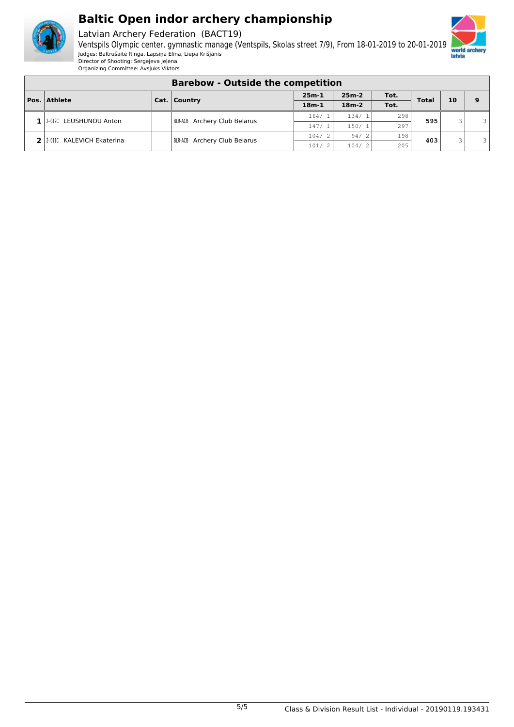# Baltic Open indor archery championship

Latvian Archery Federation (BACT19)

Ventspils Olympic center, gymnastic manage (Ventspils, Skolas street 7/9), From 18-01-2019 to 20-01-2019

Judges: Baltrušaitė Ringa, Lapsiņa Elīna, Liepa Krišjānis

Director of Shooting: Sergejeva Jeļena

Organizing Committee: Avsjuks Viktors

## Barebow - Outside the competition

| Pos. | Athlete | Cat. | Country | 25m-1 / 18m-1 | 25m-2 / 18m-2 | Tot. / Tot. | Total | 10 | 9 |
|---|---|---|---|---|---|---|---|---|---|
| **1** | 2-012C LEUSHUNOU Anton | | BLR-ACB Archery Club Belarus | 164/ 1 | 134/ 1 | 298 | **595** | 3 | 3 |
| | | | | 147/ 1 | 150/ 1 | 297 | | | |
| **2** | 2-011C KALEVICH Ekaterina | | BLR-ACB Archery Club Belarus | 104/ 2 | 94/ 2 | 198 | **403** | 3 | 3 |
| | | | | 101/ 2 | 104/ 2 | 205 | | | |

Class & Division Result List - Individual - 20190119.193431